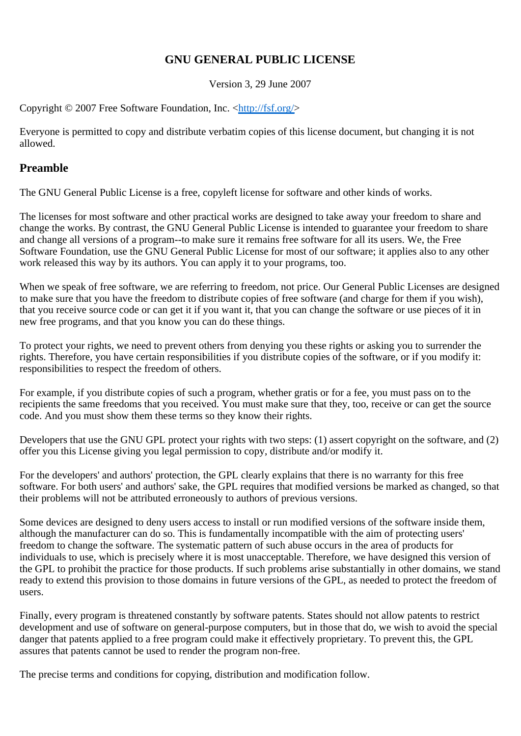# GNU GENERAL PUBLIC LICENSE

Version 3, 29 June 2007

Copyright © 2007 Free Software Foundation, Inc. <http://fsf.org/>

Everyone is permitted to copy and distribute verbatim copies of this license document, but changing it is not allowed.

## Preamble

The GNU General Public License is a free, copyleft license for software and other kinds of works.

The licenses for most software and other practical works are designed to take away your freedom to share and change the works. By contrast, the GNU General Public License is intended to guarantee your freedom to share and change all versions of a program--to make sure it remains free software for all its users. We, the Free Software Foundation, use the GNU General Public License for most of our software; it applies also to any other work released this way by its authors. You can apply it to your programs, too.

When we speak of free software, we are referring to freedom, not price. Our General Public Licenses are designed to make sure that you have the freedom to distribute copies of free software (and charge for them if you wish), that you receive source code or can get it if you want it, that you can change the software or use pieces of it in new free programs, and that you know you can do these things.

To protect your rights, we need to prevent others from denying you these rights or asking you to surrender the rights. Therefore, you have certain responsibilities if you distribute copies of the software, or if you modify it: responsibilities to respect the freedom of others.

For example, if you distribute copies of such a program, whether gratis or for a fee, you must pass on to the recipients the same freedoms that you received. You must make sure that they, too, receive or can get the source code. And you must show them these terms so they know their rights.

Developers that use the GNU GPL protect your rights with two steps: (1) assert copyright on the software, and (2) offer you this License giving you legal permission to copy, distribute and/or modify it.

For the developers' and authors' protection, the GPL clearly explains that there is no warranty for this free software. For both users' and authors' sake, the GPL requires that modified versions be marked as changed, so that their problems will not be attributed erroneously to authors of previous versions.

Some devices are designed to deny users access to install or run modified versions of the software inside them, although the manufacturer can do so. This is fundamentally incompatible with the aim of protecting users' freedom to change the software. The systematic pattern of such abuse occurs in the area of products for individuals to use, which is precisely where it is most unacceptable. Therefore, we have designed this version of the GPL to prohibit the practice for those products. If such problems arise substantially in other domains, we stand ready to extend this provision to those domains in future versions of the GPL, as needed to protect the freedom of users.

Finally, every program is threatened constantly by software patents. States should not allow patents to restrict development and use of software on general-purpose computers, but in those that do, we wish to avoid the special danger that patents applied to a free program could make it effectively proprietary. To prevent this, the GPL assures that patents cannot be used to render the program non-free.

The precise terms and conditions for copying, distribution and modification follow.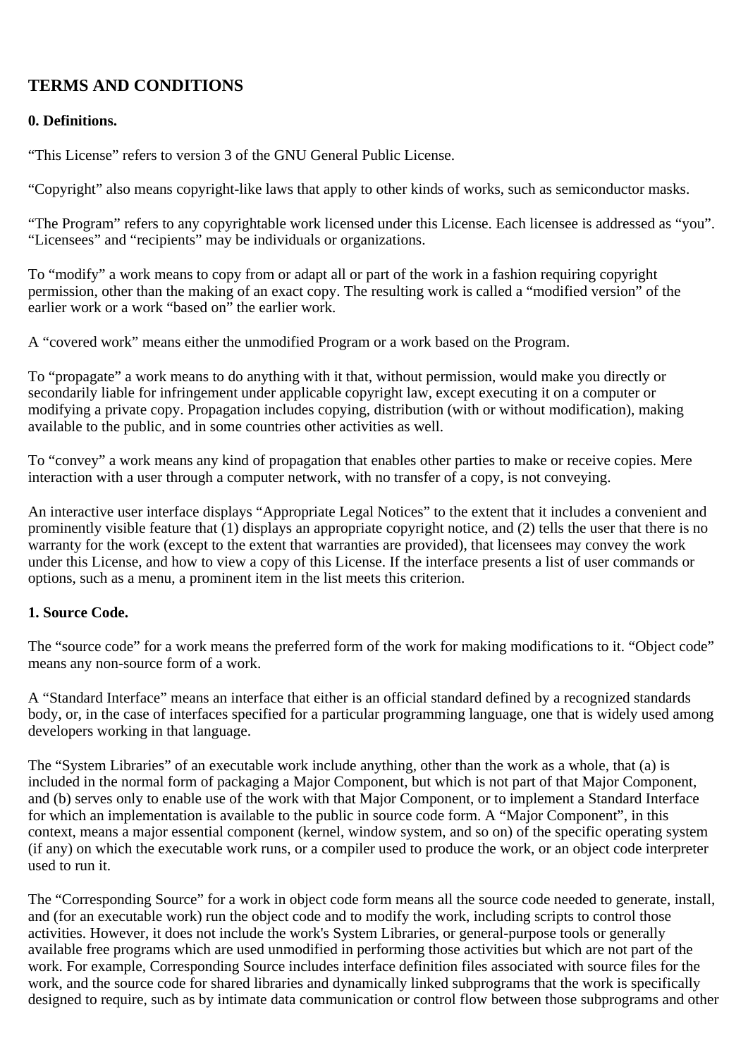## TERMS AND CONDITIONS

### 0. Definitions.

“This License” refers to version 3 of the GNU General Public License.

“Copyright” also means copyright-like laws that apply to other kinds of works, such as semiconductor masks.

“The Program” refers to any copyrightable work licensed under this License. Each licensee is addressed as “you”. “Licensees” and “recipients” may be individuals or organizations.

To “modify” a work means to copy from or adapt all or part of the work in a fashion requiring copyright permission, other than the making of an exact copy. The resulting work is called a “modified version” of the earlier work or a work “based on” the earlier work.

A “covered work” means either the unmodified Program or a work based on the Program.

To “propagate” a work means to do anything with it that, without permission, would make you directly or secondarily liable for infringement under applicable copyright law, except executing it on a computer or modifying a private copy. Propagation includes copying, distribution (with or without modification), making available to the public, and in some countries other activities as well.

To “convey” a work means any kind of propagation that enables other parties to make or receive copies. Mere interaction with a user through a computer network, with no transfer of a copy, is not conveying.

An interactive user interface displays “Appropriate Legal Notices” to the extent that it includes a convenient and prominently visible feature that (1) displays an appropriate copyright notice, and (2) tells the user that there is no warranty for the work (except to the extent that warranties are provided), that licensees may convey the work under this License, and how to view a copy of this License. If the interface presents a list of user commands or options, such as a menu, a prominent item in the list meets this criterion.

### 1. Source Code.

The “source code” for a work means the preferred form of the work for making modifications to it. “Object code” means any non-source form of a work.

A “Standard Interface” means an interface that either is an official standard defined by a recognized standards body, or, in the case of interfaces specified for a particular programming language, one that is widely used among developers working in that language.

The “System Libraries” of an executable work include anything, other than the work as a whole, that (a) is included in the normal form of packaging a Major Component, but which is not part of that Major Component, and (b) serves only to enable use of the work with that Major Component, or to implement a Standard Interface for which an implementation is available to the public in source code form. A “Major Component”, in this context, means a major essential component (kernel, window system, and so on) of the specific operating system (if any) on which the executable work runs, or a compiler used to produce the work, or an object code interpreter used to run it.

The “Corresponding Source” for a work in object code form means all the source code needed to generate, install, and (for an executable work) run the object code and to modify the work, including scripts to control those activities. However, it does not include the work's System Libraries, or general-purpose tools or generally available free programs which are used unmodified in performing those activities but which are not part of the work. For example, Corresponding Source includes interface definition files associated with source files for the work, and the source code for shared libraries and dynamically linked subprograms that the work is specifically designed to require, such as by intimate data communication or control flow between those subprograms and other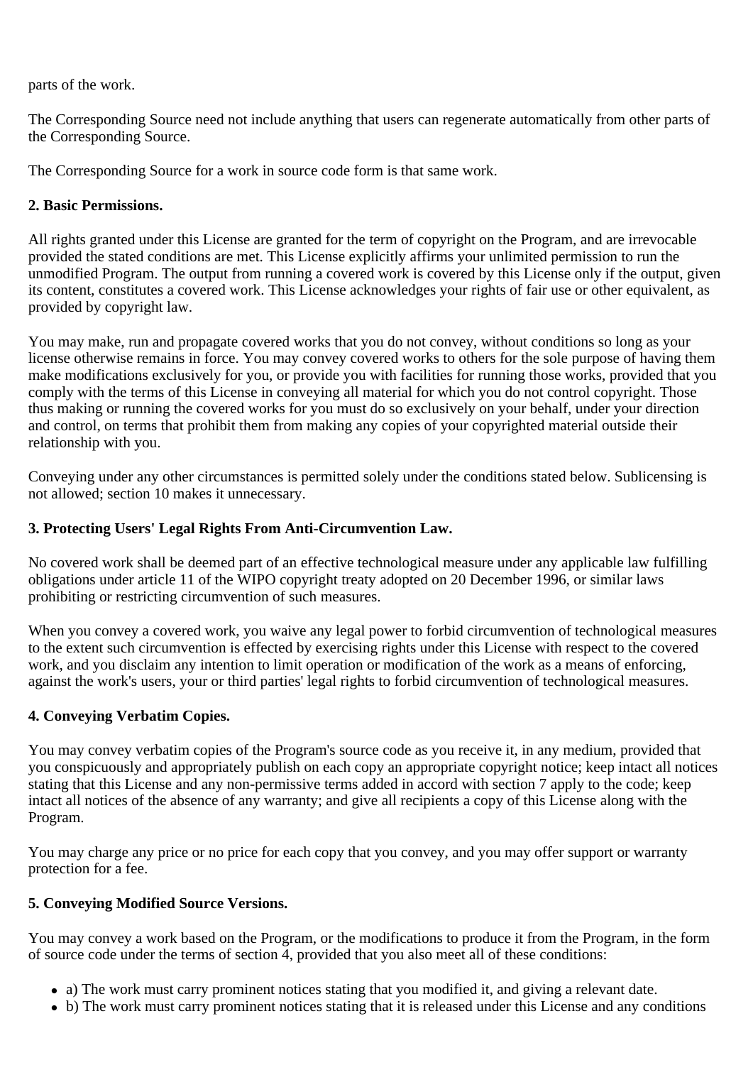parts of the work.

The Corresponding Source need not include anything that users can regenerate automatically from other parts of the Corresponding Source.

The Corresponding Source for a work in source code form is that same work.

**2. Basic Permissions.**

All rights granted under this License are granted for the term of copyright on the Program, and are irrevocable provided the stated conditions are met. This License explicitly affirms your unlimited permission to run the unmodified Program. The output from running a covered work is covered by this License only if the output, given its content, constitutes a covered work. This License acknowledges your rights of fair use or other equivalent, as provided by copyright law.

You may make, run and propagate covered works that you do not convey, without conditions so long as your license otherwise remains in force. You may convey covered works to others for the sole purpose of having them make modifications exclusively for you, or provide you with facilities for running those works, provided that you comply with the terms of this License in conveying all material for which you do not control copyright. Those thus making or running the covered works for you must do so exclusively on your behalf, under your direction and control, on terms that prohibit them from making any copies of your copyrighted material outside their relationship with you.

Conveying under any other circumstances is permitted solely under the conditions stated below. Sublicensing is not allowed; section 10 makes it unnecessary.

**3. Protecting Users' Legal Rights From Anti-Circumvention Law.**

No covered work shall be deemed part of an effective technological measure under any applicable law fulfilling obligations under article 11 of the WIPO copyright treaty adopted on 20 December 1996, or similar laws prohibiting or restricting circumvention of such measures.

When you convey a covered work, you waive any legal power to forbid circumvention of technological measures to the extent such circumvention is effected by exercising rights under this License with respect to the covered work, and you disclaim any intention to limit operation or modification of the work as a means of enforcing, against the work's users, your or third parties' legal rights to forbid circumvention of technological measures.

**4. Conveying Verbatim Copies.**

You may convey verbatim copies of the Program's source code as you receive it, in any medium, provided that you conspicuously and appropriately publish on each copy an appropriate copyright notice; keep intact all notices stating that this License and any non-permissive terms added in accord with section 7 apply to the code; keep intact all notices of the absence of any warranty; and give all recipients a copy of this License along with the Program.

You may charge any price or no price for each copy that you convey, and you may offer support or warranty protection for a fee.

**5. Conveying Modified Source Versions.**

You may convey a work based on the Program, or the modifications to produce it from the Program, in the form of source code under the terms of section 4, provided that you also meet all of these conditions:

- a) The work must carry prominent notices stating that you modified it, and giving a relevant date.
- b) The work must carry prominent notices stating that it is released under this License and any conditions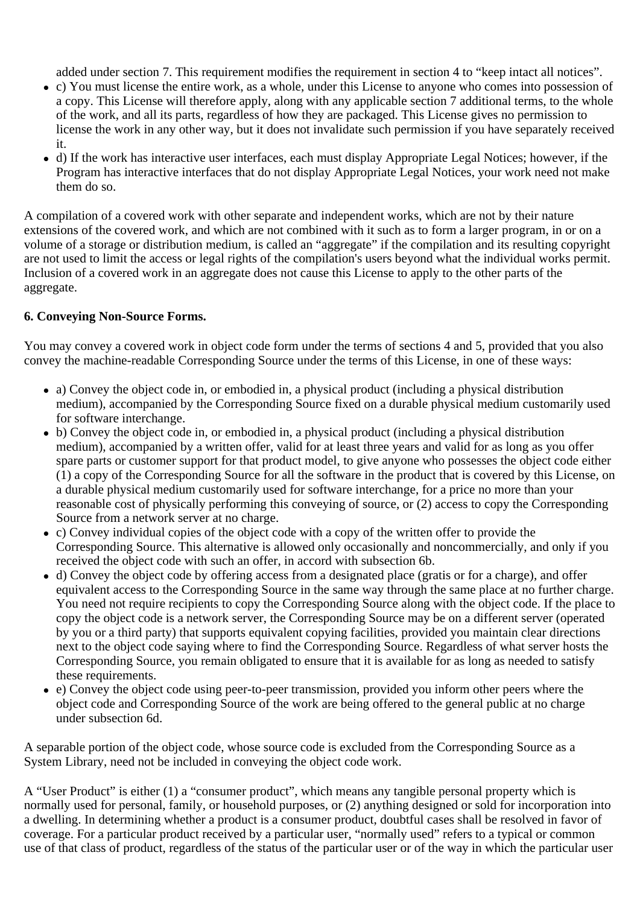added under section 7. This requirement modifies the requirement in section 4 to “keep intact all notices”.

- c) You must license the entire work, as a whole, under this License to anyone who comes into possession of a copy. This License will therefore apply, along with any applicable section 7 additional terms, to the whole of the work, and all its parts, regardless of how they are packaged. This License gives no permission to license the work in any other way, but it does not invalidate such permission if you have separately received it.
- d) If the work has interactive user interfaces, each must display Appropriate Legal Notices; however, if the Program has interactive interfaces that do not display Appropriate Legal Notices, your work need not make them do so.

A compilation of a covered work with other separate and independent works, which are not by their nature extensions of the covered work, and which are not combined with it such as to form a larger program, in or on a volume of a storage or distribution medium, is called an “aggregate” if the compilation and its resulting copyright are not used to limit the access or legal rights of the compilation's users beyond what the individual works permit. Inclusion of a covered work in an aggregate does not cause this License to apply to the other parts of the aggregate.

**6. Conveying Non-Source Forms.**

You may convey a covered work in object code form under the terms of sections 4 and 5, provided that you also convey the machine-readable Corresponding Source under the terms of this License, in one of these ways:

- a) Convey the object code in, or embodied in, a physical product (including a physical distribution medium), accompanied by the Corresponding Source fixed on a durable physical medium customarily used for software interchange.
- b) Convey the object code in, or embodied in, a physical product (including a physical distribution medium), accompanied by a written offer, valid for at least three years and valid for as long as you offer spare parts or customer support for that product model, to give anyone who possesses the object code either (1) a copy of the Corresponding Source for all the software in the product that is covered by this License, on a durable physical medium customarily used for software interchange, for a price no more than your reasonable cost of physically performing this conveying of source, or (2) access to copy the Corresponding Source from a network server at no charge.
- c) Convey individual copies of the object code with a copy of the written offer to provide the Corresponding Source. This alternative is allowed only occasionally and noncommercially, and only if you received the object code with such an offer, in accord with subsection 6b.
- d) Convey the object code by offering access from a designated place (gratis or for a charge), and offer equivalent access to the Corresponding Source in the same way through the same place at no further charge. You need not require recipients to copy the Corresponding Source along with the object code. If the place to copy the object code is a network server, the Corresponding Source may be on a different server (operated by you or a third party) that supports equivalent copying facilities, provided you maintain clear directions next to the object code saying where to find the Corresponding Source. Regardless of what server hosts the Corresponding Source, you remain obligated to ensure that it is available for as long as needed to satisfy these requirements.
- e) Convey the object code using peer-to-peer transmission, provided you inform other peers where the object code and Corresponding Source of the work are being offered to the general public at no charge under subsection 6d.

A separable portion of the object code, whose source code is excluded from the Corresponding Source as a System Library, need not be included in conveying the object code work.

A “User Product” is either (1) a “consumer product”, which means any tangible personal property which is normally used for personal, family, or household purposes, or (2) anything designed or sold for incorporation into a dwelling. In determining whether a product is a consumer product, doubtful cases shall be resolved in favor of coverage. For a particular product received by a particular user, “normally used” refers to a typical or common use of that class of product, regardless of the status of the particular user or of the way in which the particular user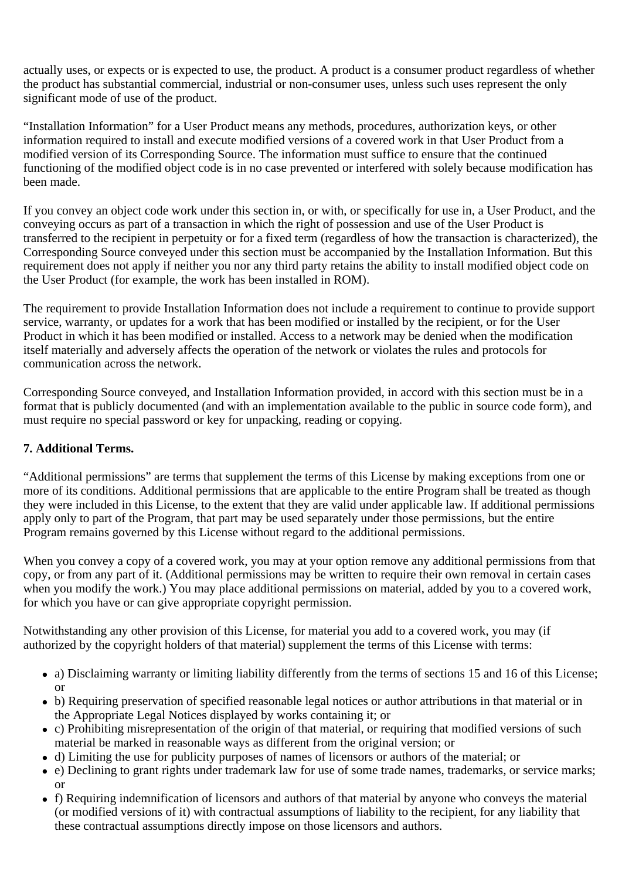actually uses, or expects or is expected to use, the product. A product is a consumer product regardless of whether the product has substantial commercial, industrial or non-consumer uses, unless such uses represent the only significant mode of use of the product.

“Installation Information” for a User Product means any methods, procedures, authorization keys, or other information required to install and execute modified versions of a covered work in that User Product from a modified version of its Corresponding Source. The information must suffice to ensure that the continued functioning of the modified object code is in no case prevented or interfered with solely because modification has been made.

If you convey an object code work under this section in, or with, or specifically for use in, a User Product, and the conveying occurs as part of a transaction in which the right of possession and use of the User Product is transferred to the recipient in perpetuity or for a fixed term (regardless of how the transaction is characterized), the Corresponding Source conveyed under this section must be accompanied by the Installation Information. But this requirement does not apply if neither you nor any third party retains the ability to install modified object code on the User Product (for example, the work has been installed in ROM).

The requirement to provide Installation Information does not include a requirement to continue to provide support service, warranty, or updates for a work that has been modified or installed by the recipient, or for the User Product in which it has been modified or installed. Access to a network may be denied when the modification itself materially and adversely affects the operation of the network or violates the rules and protocols for communication across the network.

Corresponding Source conveyed, and Installation Information provided, in accord with this section must be in a format that is publicly documented (and with an implementation available to the public in source code form), and must require no special password or key for unpacking, reading or copying.

**7. Additional Terms.**

“Additional permissions” are terms that supplement the terms of this License by making exceptions from one or more of its conditions. Additional permissions that are applicable to the entire Program shall be treated as though they were included in this License, to the extent that they are valid under applicable law. If additional permissions apply only to part of the Program, that part may be used separately under those permissions, but the entire Program remains governed by this License without regard to the additional permissions.

When you convey a copy of a covered work, you may at your option remove any additional permissions from that copy, or from any part of it. (Additional permissions may be written to require their own removal in certain cases when you modify the work.) You may place additional permissions on material, added by you to a covered work, for which you have or can give appropriate copyright permission.

Notwithstanding any other provision of this License, for material you add to a covered work, you may (if authorized by the copyright holders of that material) supplement the terms of this License with terms:

- a) Disclaiming warranty or limiting liability differently from the terms of sections 15 and 16 of this License; or
- b) Requiring preservation of specified reasonable legal notices or author attributions in that material or in the Appropriate Legal Notices displayed by works containing it; or
- c) Prohibiting misrepresentation of the origin of that material, or requiring that modified versions of such material be marked in reasonable ways as different from the original version; or
- d) Limiting the use for publicity purposes of names of licensors or authors of the material; or
- e) Declining to grant rights under trademark law for use of some trade names, trademarks, or service marks; or
- f) Requiring indemnification of licensors and authors of that material by anyone who conveys the material (or modified versions of it) with contractual assumptions of liability to the recipient, for any liability that these contractual assumptions directly impose on those licensors and authors.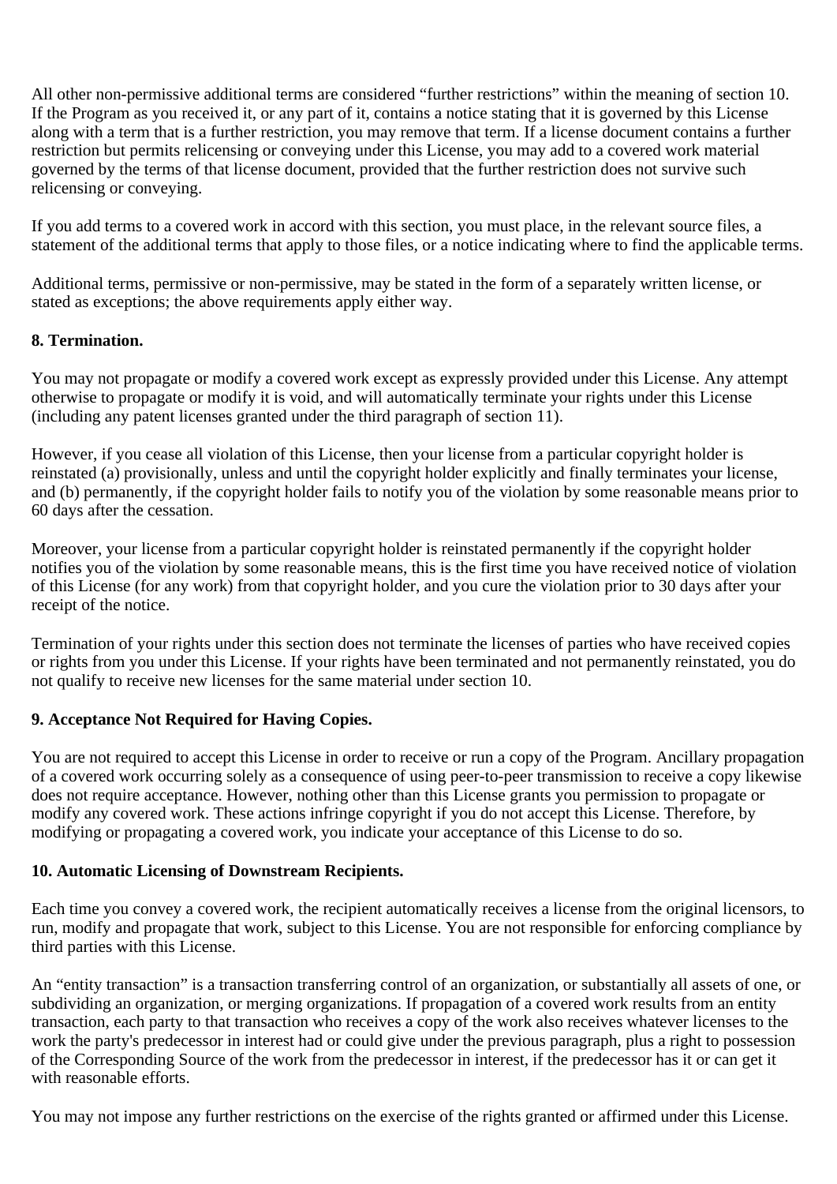All other non-permissive additional terms are considered “further restrictions” within the meaning of section 10. If the Program as you received it, or any part of it, contains a notice stating that it is governed by this License along with a term that is a further restriction, you may remove that term. If a license document contains a further restriction but permits relicensing or conveying under this License, you may add to a covered work material governed by the terms of that license document, provided that the further restriction does not survive such relicensing or conveying.

If you add terms to a covered work in accord with this section, you must place, in the relevant source files, a statement of the additional terms that apply to those files, or a notice indicating where to find the applicable terms.

Additional terms, permissive or non-permissive, may be stated in the form of a separately written license, or stated as exceptions; the above requirements apply either way.

**8. Termination.**

You may not propagate or modify a covered work except as expressly provided under this License. Any attempt otherwise to propagate or modify it is void, and will automatically terminate your rights under this License (including any patent licenses granted under the third paragraph of section 11).

However, if you cease all violation of this License, then your license from a particular copyright holder is reinstated (a) provisionally, unless and until the copyright holder explicitly and finally terminates your license, and (b) permanently, if the copyright holder fails to notify you of the violation by some reasonable means prior to 60 days after the cessation.

Moreover, your license from a particular copyright holder is reinstated permanently if the copyright holder notifies you of the violation by some reasonable means, this is the first time you have received notice of violation of this License (for any work) from that copyright holder, and you cure the violation prior to 30 days after your receipt of the notice.

Termination of your rights under this section does not terminate the licenses of parties who have received copies or rights from you under this License. If your rights have been terminated and not permanently reinstated, you do not qualify to receive new licenses for the same material under section 10.

**9. Acceptance Not Required for Having Copies.**

You are not required to accept this License in order to receive or run a copy of the Program. Ancillary propagation of a covered work occurring solely as a consequence of using peer-to-peer transmission to receive a copy likewise does not require acceptance. However, nothing other than this License grants you permission to propagate or modify any covered work. These actions infringe copyright if you do not accept this License. Therefore, by modifying or propagating a covered work, you indicate your acceptance of this License to do so.

**10. Automatic Licensing of Downstream Recipients.**

Each time you convey a covered work, the recipient automatically receives a license from the original licensors, to run, modify and propagate that work, subject to this License. You are not responsible for enforcing compliance by third parties with this License.

An “entity transaction” is a transaction transferring control of an organization, or substantially all assets of one, or subdividing an organization, or merging organizations. If propagation of a covered work results from an entity transaction, each party to that transaction who receives a copy of the work also receives whatever licenses to the work the party's predecessor in interest had or could give under the previous paragraph, plus a right to possession of the Corresponding Source of the work from the predecessor in interest, if the predecessor has it or can get it with reasonable efforts.

You may not impose any further restrictions on the exercise of the rights granted or affirmed under this License.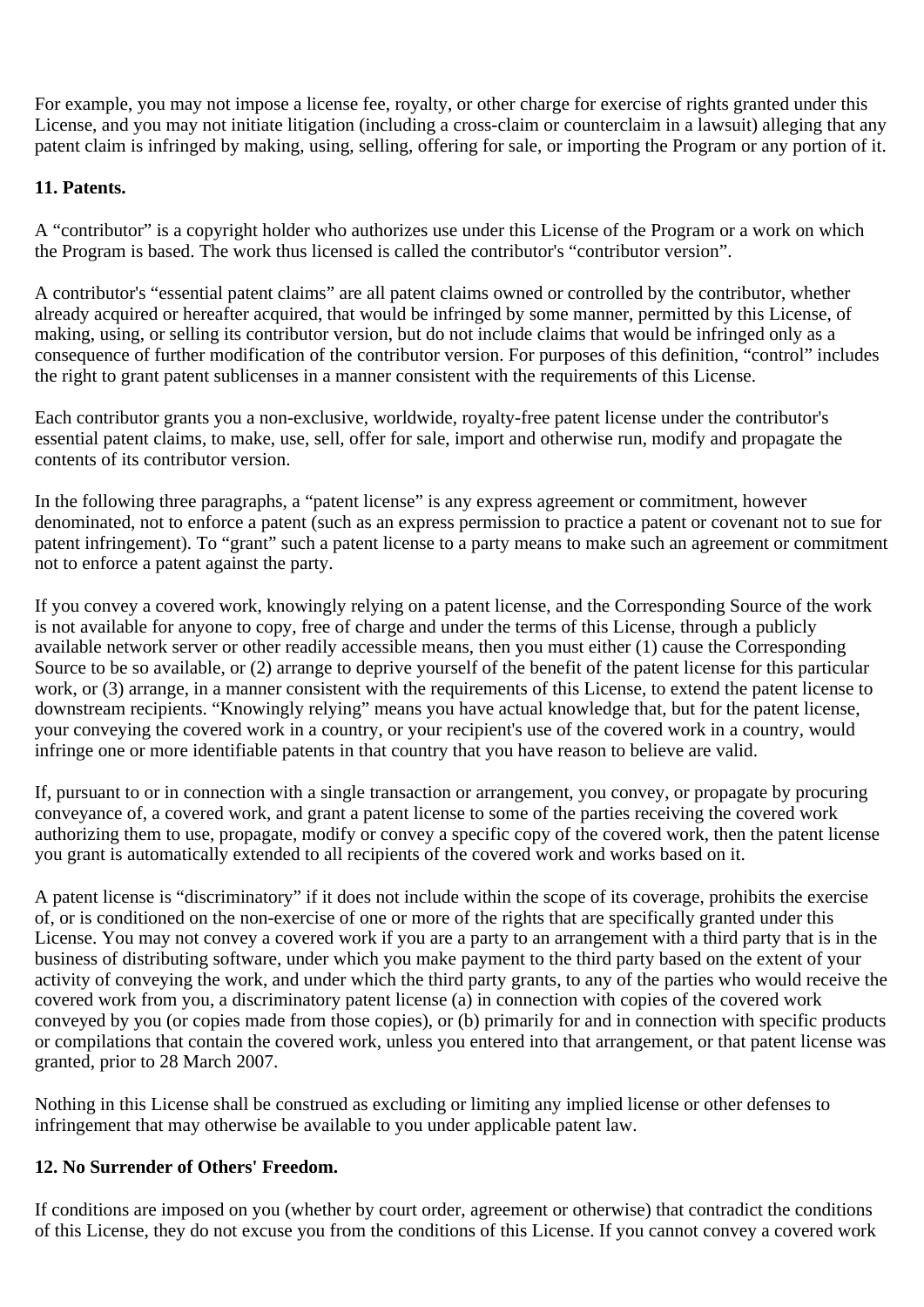For example, you may not impose a license fee, royalty, or other charge for exercise of rights granted under this License, and you may not initiate litigation (including a cross-claim or counterclaim in a lawsuit) alleging that any patent claim is infringed by making, using, selling, offering for sale, or importing the Program or any portion of it.

**11. Patents.**

A “contributor” is a copyright holder who authorizes use under this License of the Program or a work on which the Program is based. The work thus licensed is called the contributor's “contributor version”.

A contributor's “essential patent claims” are all patent claims owned or controlled by the contributor, whether already acquired or hereafter acquired, that would be infringed by some manner, permitted by this License, of making, using, or selling its contributor version, but do not include claims that would be infringed only as a consequence of further modification of the contributor version. For purposes of this definition, “control” includes the right to grant patent sublicenses in a manner consistent with the requirements of this License.

Each contributor grants you a non-exclusive, worldwide, royalty-free patent license under the contributor's essential patent claims, to make, use, sell, offer for sale, import and otherwise run, modify and propagate the contents of its contributor version.

In the following three paragraphs, a “patent license” is any express agreement or commitment, however denominated, not to enforce a patent (such as an express permission to practice a patent or covenant not to sue for patent infringement). To “grant” such a patent license to a party means to make such an agreement or commitment not to enforce a patent against the party.

If you convey a covered work, knowingly relying on a patent license, and the Corresponding Source of the work is not available for anyone to copy, free of charge and under the terms of this License, through a publicly available network server or other readily accessible means, then you must either (1) cause the Corresponding Source to be so available, or (2) arrange to deprive yourself of the benefit of the patent license for this particular work, or (3) arrange, in a manner consistent with the requirements of this License, to extend the patent license to downstream recipients. “Knowingly relying” means you have actual knowledge that, but for the patent license, your conveying the covered work in a country, or your recipient's use of the covered work in a country, would infringe one or more identifiable patents in that country that you have reason to believe are valid.

If, pursuant to or in connection with a single transaction or arrangement, you convey, or propagate by procuring conveyance of, a covered work, and grant a patent license to some of the parties receiving the covered work authorizing them to use, propagate, modify or convey a specific copy of the covered work, then the patent license you grant is automatically extended to all recipients of the covered work and works based on it.

A patent license is “discriminatory” if it does not include within the scope of its coverage, prohibits the exercise of, or is conditioned on the non-exercise of one or more of the rights that are specifically granted under this License. You may not convey a covered work if you are a party to an arrangement with a third party that is in the business of distributing software, under which you make payment to the third party based on the extent of your activity of conveying the work, and under which the third party grants, to any of the parties who would receive the covered work from you, a discriminatory patent license (a) in connection with copies of the covered work conveyed by you (or copies made from those copies), or (b) primarily for and in connection with specific products or compilations that contain the covered work, unless you entered into that arrangement, or that patent license was granted, prior to 28 March 2007.

Nothing in this License shall be construed as excluding or limiting any implied license or other defenses to infringement that may otherwise be available to you under applicable patent law.

**12. No Surrender of Others' Freedom.**

If conditions are imposed on you (whether by court order, agreement or otherwise) that contradict the conditions of this License, they do not excuse you from the conditions of this License. If you cannot convey a covered work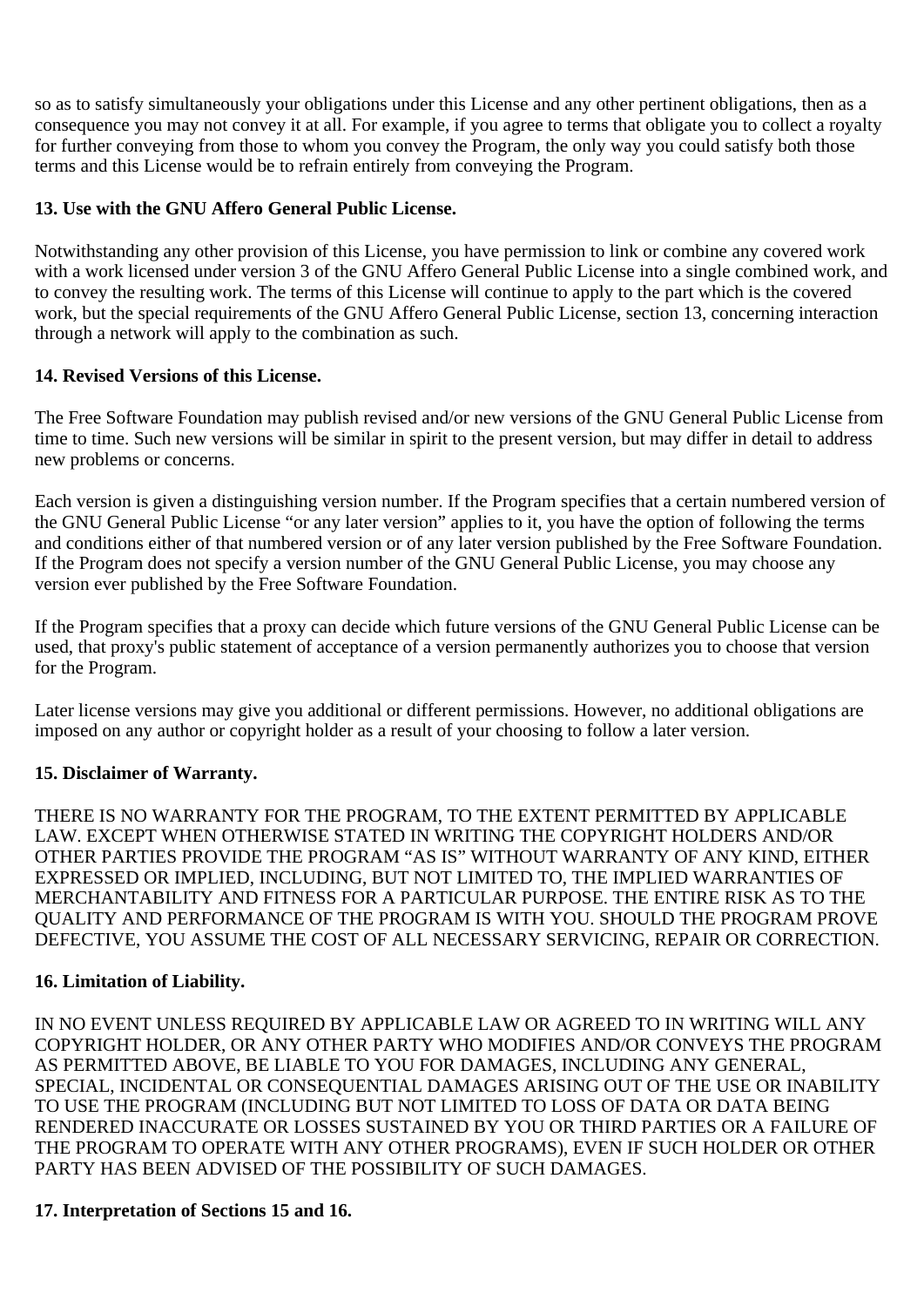so as to satisfy simultaneously your obligations under this License and any other pertinent obligations, then as a consequence you may not convey it at all. For example, if you agree to terms that obligate you to collect a royalty for further conveying from those to whom you convey the Program, the only way you could satisfy both those terms and this License would be to refrain entirely from conveying the Program.

**13. Use with the GNU Affero General Public License.**

Notwithstanding any other provision of this License, you have permission to link or combine any covered work with a work licensed under version 3 of the GNU Affero General Public License into a single combined work, and to convey the resulting work. The terms of this License will continue to apply to the part which is the covered work, but the special requirements of the GNU Affero General Public License, section 13, concerning interaction through a network will apply to the combination as such.

**14. Revised Versions of this License.**

The Free Software Foundation may publish revised and/or new versions of the GNU General Public License from time to time. Such new versions will be similar in spirit to the present version, but may differ in detail to address new problems or concerns.

Each version is given a distinguishing version number. If the Program specifies that a certain numbered version of the GNU General Public License “or any later version” applies to it, you have the option of following the terms and conditions either of that numbered version or of any later version published by the Free Software Foundation. If the Program does not specify a version number of the GNU General Public License, you may choose any version ever published by the Free Software Foundation.

If the Program specifies that a proxy can decide which future versions of the GNU General Public License can be used, that proxy's public statement of acceptance of a version permanently authorizes you to choose that version for the Program.

Later license versions may give you additional or different permissions. However, no additional obligations are imposed on any author or copyright holder as a result of your choosing to follow a later version.

**15. Disclaimer of Warranty.**

THERE IS NO WARRANTY FOR THE PROGRAM, TO THE EXTENT PERMITTED BY APPLICABLE LAW. EXCEPT WHEN OTHERWISE STATED IN WRITING THE COPYRIGHT HOLDERS AND/OR OTHER PARTIES PROVIDE THE PROGRAM “AS IS” WITHOUT WARRANTY OF ANY KIND, EITHER EXPRESSED OR IMPLIED, INCLUDING, BUT NOT LIMITED TO, THE IMPLIED WARRANTIES OF MERCHANTABILITY AND FITNESS FOR A PARTICULAR PURPOSE. THE ENTIRE RISK AS TO THE QUALITY AND PERFORMANCE OF THE PROGRAM IS WITH YOU. SHOULD THE PROGRAM PROVE DEFECTIVE, YOU ASSUME THE COST OF ALL NECESSARY SERVICING, REPAIR OR CORRECTION.

**16. Limitation of Liability.**

IN NO EVENT UNLESS REQUIRED BY APPLICABLE LAW OR AGREED TO IN WRITING WILL ANY COPYRIGHT HOLDER, OR ANY OTHER PARTY WHO MODIFIES AND/OR CONVEYS THE PROGRAM AS PERMITTED ABOVE, BE LIABLE TO YOU FOR DAMAGES, INCLUDING ANY GENERAL, SPECIAL, INCIDENTAL OR CONSEQUENTIAL DAMAGES ARISING OUT OF THE USE OR INABILITY TO USE THE PROGRAM (INCLUDING BUT NOT LIMITED TO LOSS OF DATA OR DATA BEING RENDERED INACCURATE OR LOSSES SUSTAINED BY YOU OR THIRD PARTIES OR A FAILURE OF THE PROGRAM TO OPERATE WITH ANY OTHER PROGRAMS), EVEN IF SUCH HOLDER OR OTHER PARTY HAS BEEN ADVISED OF THE POSSIBILITY OF SUCH DAMAGES.

**17. Interpretation of Sections 15 and 16.**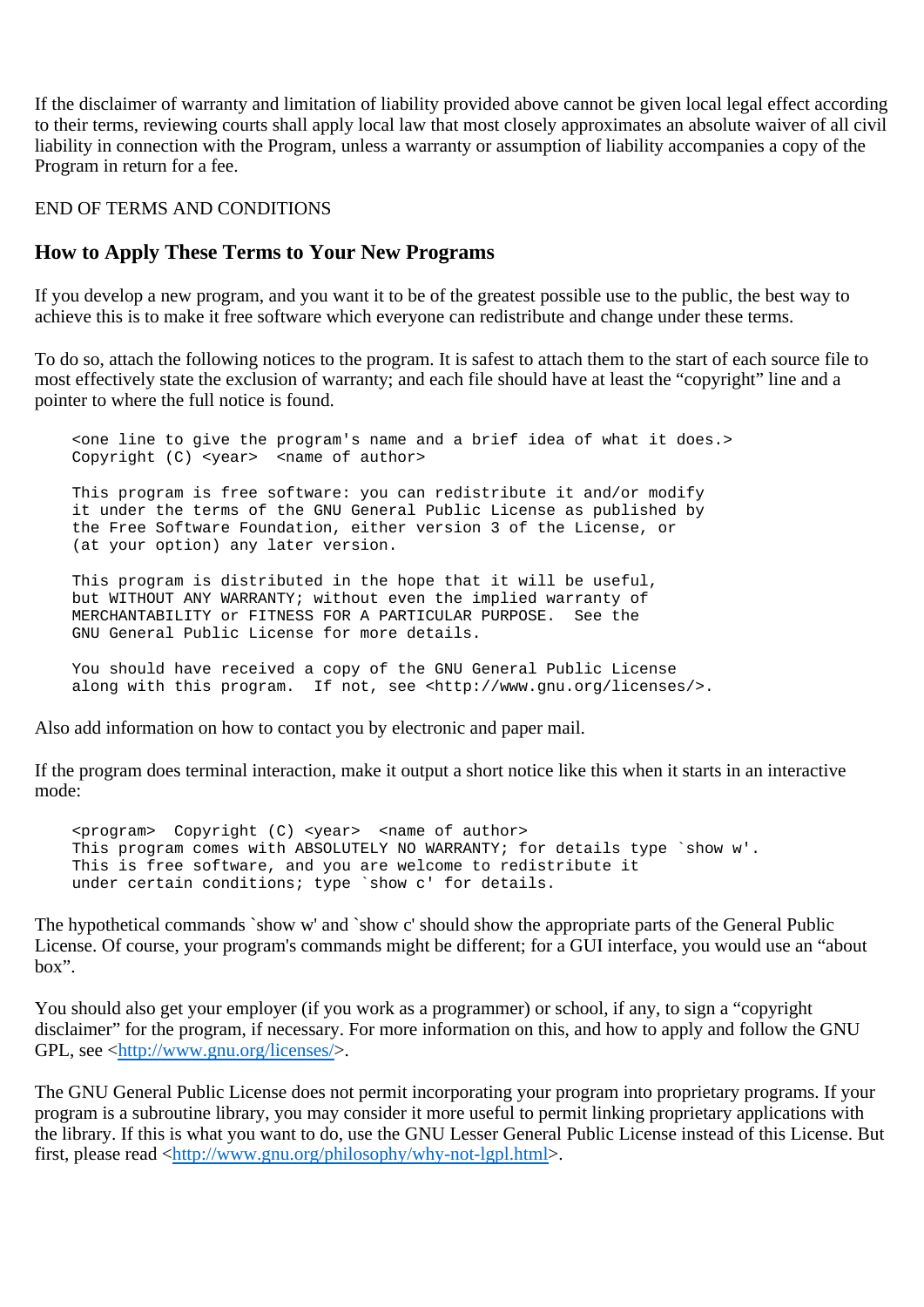If the disclaimer of warranty and limitation of liability provided above cannot be given local legal effect according to their terms, reviewing courts shall apply local law that most closely approximates an absolute waiver of all civil liability in connection with the Program, unless a warranty or assumption of liability accompanies a copy of the Program in return for a fee.

END OF TERMS AND CONDITIONS

## How to Apply These Terms to Your New Programs

If you develop a new program, and you want it to be of the greatest possible use to the public, the best way to achieve this is to make it free software which everyone can redistribute and change under these terms.

To do so, attach the following notices to the program. It is safest to attach them to the start of each source file to most effectively state the exclusion of warranty; and each file should have at least the “copyright” line and a pointer to where the full notice is found.

```
<one line to give the program's name and a brief idea of what it does.>
Copyright (C) <year>  <name of author>

This program is free software: you can redistribute it and/or modify
it under the terms of the GNU General Public License as published by
the Free Software Foundation, either version 3 of the License, or
(at your option) any later version.

This program is distributed in the hope that it will be useful,
but WITHOUT ANY WARRANTY; without even the implied warranty of
MERCHANTABILITY or FITNESS FOR A PARTICULAR PURPOSE.  See the
GNU General Public License for more details.

You should have received a copy of the GNU General Public License
along with this program.  If not, see <http://www.gnu.org/licenses/>.
```

Also add information on how to contact you by electronic and paper mail.

If the program does terminal interaction, make it output a short notice like this when it starts in an interactive mode:

```
<program>  Copyright (C) <year>  <name of author>
This program comes with ABSOLUTELY NO WARRANTY; for details type `show w'.
This is free software, and you are welcome to redistribute it
under certain conditions; type `show c' for details.
```

The hypothetical commands `show w' and `show c' should show the appropriate parts of the General Public License. Of course, your program's commands might be different; for a GUI interface, you would use an “about box”.

You should also get your employer (if you work as a programmer) or school, if any, to sign a “copyright disclaimer” for the program, if necessary. For more information on this, and how to apply and follow the GNU GPL, see <http://www.gnu.org/licenses/>.

The GNU General Public License does not permit incorporating your program into proprietary programs. If your program is a subroutine library, you may consider it more useful to permit linking proprietary applications with the library. If this is what you want to do, use the GNU Lesser General Public License instead of this License. But first, please read <http://www.gnu.org/philosophy/why-not-lgpl.html>.